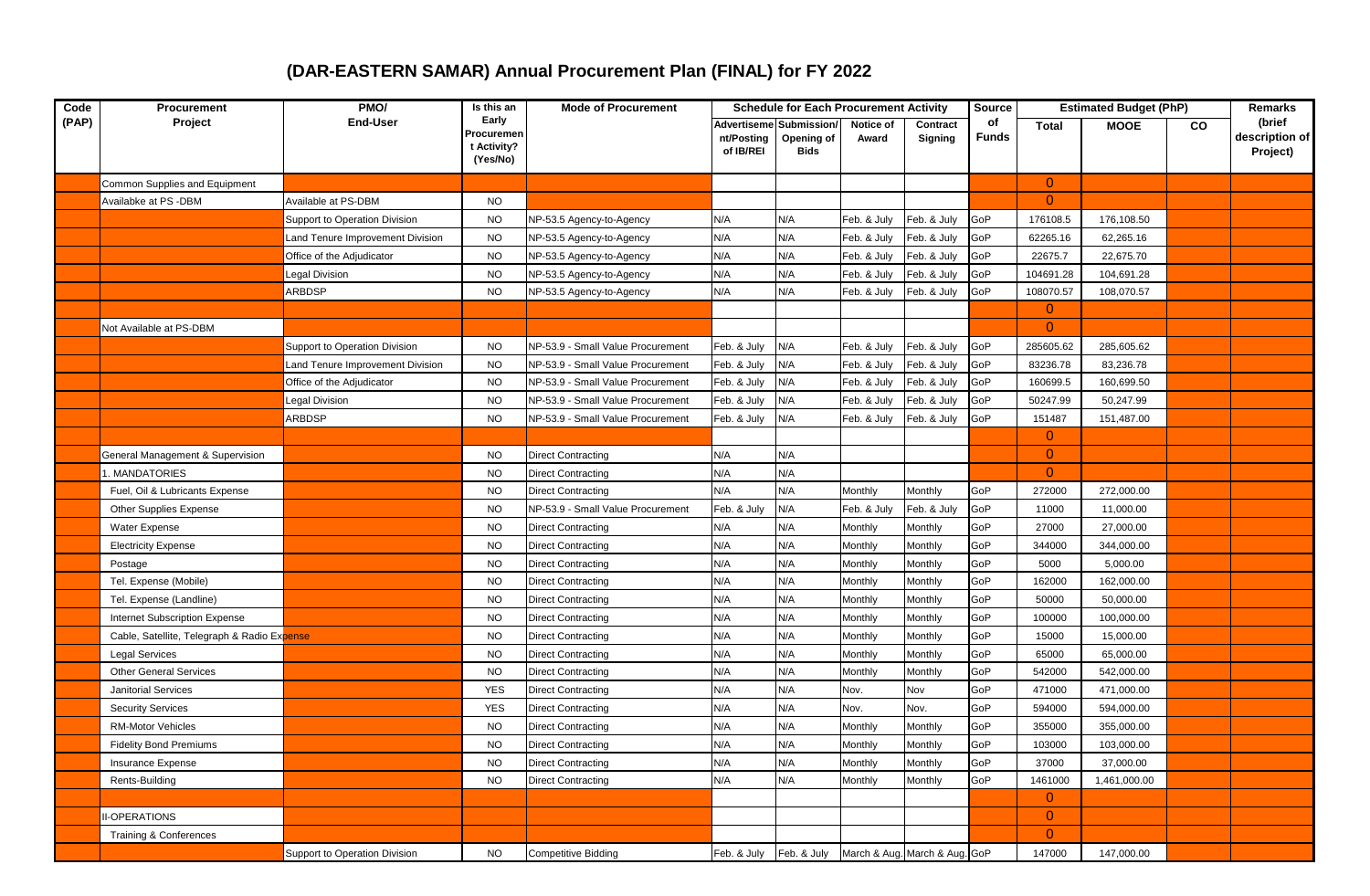# (DAR-EASTERN SAMAR) Annual Procurement Plan (FINAL) for FY 2022

| Code (PAP) | Procurement Project | PMO/ End-User | Is this an Early Procurement Activity? (Yes/No) | Mode of Procurement | Schedule for Each Procurement Activity | | | | Source of Funds | Estimated Budget (PhP) | | | Remarks (brief description of Project) |
|---|---|---|---|---|---|---|---|---|---|---|---|---|---|
| | | | | | Advertisement/Posting of IB/REI | Submission/ Opening of Bids | Notice of Award | Contract Signing | | Total | MOOE | CO | |
| | Common Supplies and Equipment | | | | | | | | | 0 | | | |
| | Availabke at PS -DBM | Available at PS-DBM | NO | | | | | | | 0 | | | |
| | | Support to Operation Division | NO | NP-53.5 Agency-to-Agency | N/A | N/A | Feb. & July | Feb. & July | GoP | 176108.5 | 176,108.50 | | |
| | | Land Tenure Improvement Division | NO | NP-53.5 Agency-to-Agency | N/A | N/A | Feb. & July | Feb. & July | GoP | 62265.16 | 62,265.16 | | |
| | | Office of the Adjudicator | NO | NP-53.5 Agency-to-Agency | N/A | N/A | Feb. & July | Feb. & July | GoP | 22675.7 | 22,675.70 | | |
| | | Legal Division | NO | NP-53.5 Agency-to-Agency | N/A | N/A | Feb. & July | Feb. & July | GoP | 104691.28 | 104,691.28 | | |
| | | ARBDSP | NO | NP-53.5 Agency-to-Agency | N/A | N/A | Feb. & July | Feb. & July | GoP | 108070.57 | 108,070.57 | | |
| | | | | | | | | | | 0 | | | |
| | Not Available at PS-DBM | | | | | | | | | 0 | | | |
| | | Support to Operation Division | NO | NP-53.9 - Small Value Procurement | Feb. & July | N/A | Feb. & July | Feb. & July | GoP | 285605.62 | 285,605.62 | | |
| | | Land Tenure Improvement Division | NO | NP-53.9 - Small Value Procurement | Feb. & July | N/A | Feb. & July | Feb. & July | GoP | 83236.78 | 83,236.78 | | |
| | | Office of the Adjudicator | NO | NP-53.9 - Small Value Procurement | Feb. & July | N/A | Feb. & July | Feb. & July | GoP | 160699.5 | 160,699.50 | | |
| | | Legal Division | NO | NP-53.9 - Small Value Procurement | Feb. & July | N/A | Feb. & July | Feb. & July | GoP | 50247.99 | 50,247.99 | | |
| | | ARBDSP | NO | NP-53.9 - Small Value Procurement | Feb. & July | N/A | Feb. & July | Feb. & July | GoP | 151487 | 151,487.00 | | |
| | | | | | | | | | | 0 | | | |
| | General Management & Supervision | | NO | Direct Contracting | N/A | N/A | | | | 0 | | | |
| | 1. MANDATORIES | | NO | Direct Contracting | N/A | N/A | | | | 0 | | | |
| | Fuel, Oil & Lubricants Expense | | NO | Direct Contracting | N/A | N/A | Monthly | Monthly | GoP | 272000 | 272,000.00 | | |
| | Other Supplies Expense | | NO | NP-53.9 - Small Value Procurement | Feb. & July | N/A | Feb. & July | Feb. & July | GoP | 11000 | 11,000.00 | | |
| | Water Expense | | NO | Direct Contracting | N/A | N/A | Monthly | Monthly | GoP | 27000 | 27,000.00 | | |
| | Electricity Expense | | NO | Direct Contracting | N/A | N/A | Monthly | Monthly | GoP | 344000 | 344,000.00 | | |
| | Postage | | NO | Direct Contracting | N/A | N/A | Monthly | Monthly | GoP | 5000 | 5,000.00 | | |
| | Tel. Expense (Mobile) | | NO | Direct Contracting | N/A | N/A | Monthly | Monthly | GoP | 162000 | 162,000.00 | | |
| | Tel. Expense (Landline) | | NO | Direct Contracting | N/A | N/A | Monthly | Monthly | GoP | 50000 | 50,000.00 | | |
| | Internet Subscription Expense | | NO | Direct Contracting | N/A | N/A | Monthly | Monthly | GoP | 100000 | 100,000.00 | | |
| | Cable, Satellite, Telegraph & Radio Expense | | NO | Direct Contracting | N/A | N/A | Monthly | Monthly | GoP | 15000 | 15,000.00 | | |
| | Legal Services | | NO | Direct Contracting | N/A | N/A | Monthly | Monthly | GoP | 65000 | 65,000.00 | | |
| | Other General Services | | NO | Direct Contracting | N/A | N/A | Monthly | Monthly | GoP | 542000 | 542,000.00 | | |
| | Janitorial Services | | YES | Direct Contracting | N/A | N/A | Nov. | Nov | GoP | 471000 | 471,000.00 | | |
| | Security Services | | YES | Direct Contracting | N/A | N/A | Nov. | Nov. | GoP | 594000 | 594,000.00 | | |
| | RM-Motor Vehicles | | NO | Direct Contracting | N/A | N/A | Monthly | Monthly | GoP | 355000 | 355,000.00 | | |
| | Fidelity Bond Premiums | | NO | Direct Contracting | N/A | N/A | Monthly | Monthly | GoP | 103000 | 103,000.00 | | |
| | Insurance Expense | | NO | Direct Contracting | N/A | N/A | Monthly | Monthly | GoP | 37000 | 37,000.00 | | |
| | Rents-Building | | NO | Direct Contracting | N/A | N/A | Monthly | Monthly | GoP | 1461000 | 1,461,000.00 | | |
| | | | | | | | | | | 0 | | | |
| | II-OPERATIONS | | | | | | | | | 0 | | | |
| | Training & Conferences | | | | | | | | | 0 | | | |
| | | Support to Operation Division | NO | Competitive Bidding | Feb. & July | Feb. & July | March & Aug. | March & Aug. | GoP | 147000 | 147,000.00 | | |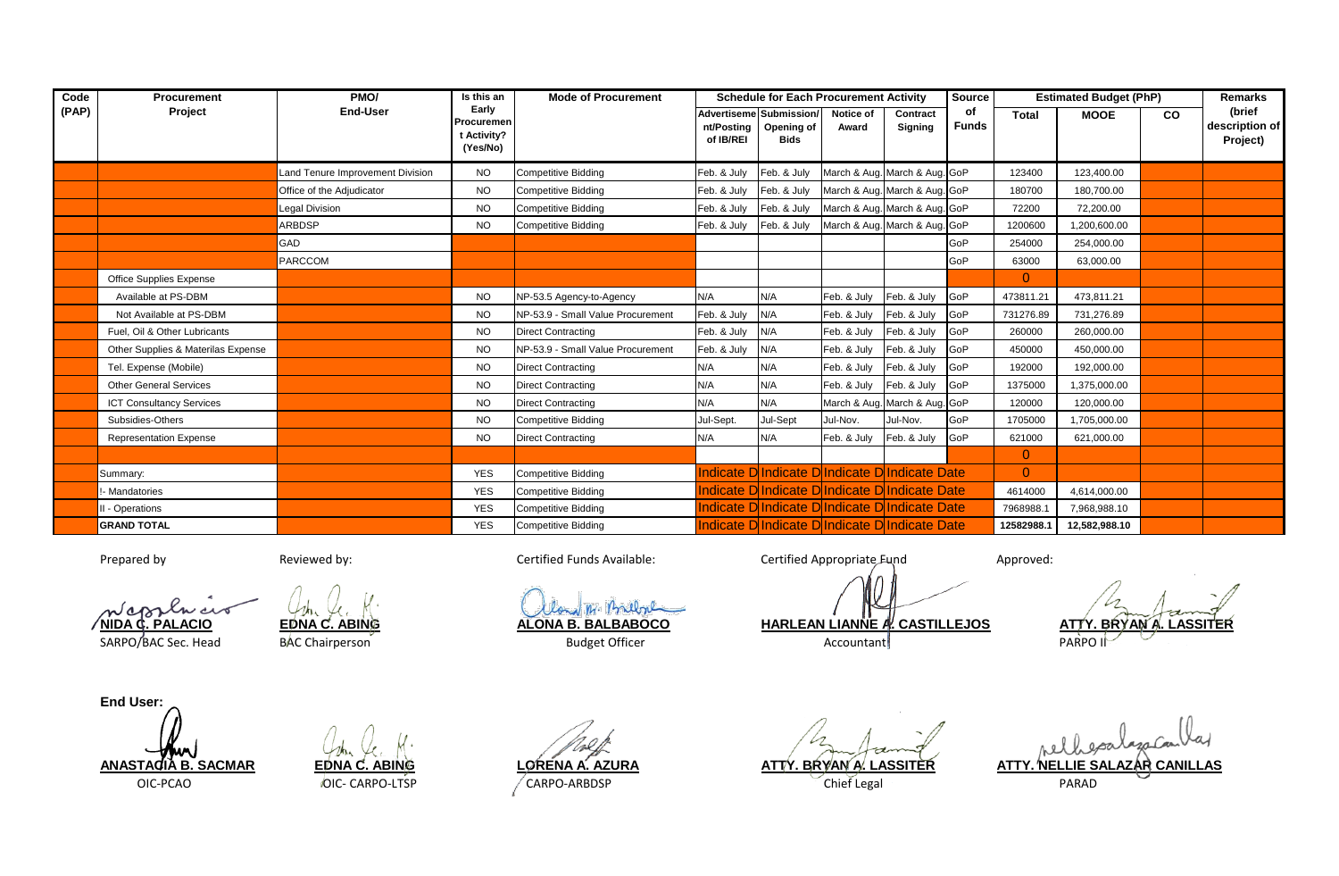| Code (PAP) | Procurement Project | PMO/ End-User | Is this an Early Procurement Activity? (Yes/No) | Mode of Procurement | Schedule for Each Procurement Activity | | | | Source of Funds | Estimated Budget (PhP) | | | Remarks (brief description of Project) |
|---|---|---|---|---|---|---|---|---|---|---|---|---|---|
| | | | | | Advertisement/Posting of IB/REI | Submission/ Opening of Bids | Notice of Award | Contract Signing | | Total | MOOE | CO | |
| | | Land Tenure Improvement Division | NO | Competitive Bidding | Feb. & July | Feb. & July | March & Aug. | March & Aug. | GoP | 123400 | 123,400.00 | | |
| | | Office of the Adjudicator | NO | Competitive Bidding | Feb. & July | Feb. & July | March & Aug. | March & Aug. | GoP | 180700 | 180,700.00 | | |
| | | Legal Division | NO | Competitive Bidding | Feb. & July | Feb. & July | March & Aug. | March & Aug. | GoP | 72200 | 72,200.00 | | |
| | | ARBDSP | NO | Competitive Bidding | Feb. & July | Feb. & July | March & Aug. | March & Aug. | GoP | 1200600 | 1,200,600.00 | | |
| | | GAD | | | | | | | GoP | 254000 | 254,000.00 | | |
| | | PARCCOM | | | | | | | GoP | 63000 | 63,000.00 | | |
| | Office Supplies Expense | | | | | | | | | 0 | | | |
| | Available at PS-DBM | | NO | NP-53.5 Agency-to-Agency | N/A | N/A | Feb. & July | Feb. & July | GoP | 473811.21 | 473,811.21 | | |
| | Not Available at PS-DBM | | NO | NP-53.9 - Small Value Procurement | Feb. & July | N/A | Feb. & July | Feb. & July | GoP | 731276.89 | 731,276.89 | | |
| | Fuel, Oil & Other Lubricants | | NO | Direct Contracting | Feb. & July | N/A | Feb. & July | Feb. & July | GoP | 260000 | 260,000.00 | | |
| | Other Supplies & Materilas Expense | | NO | NP-53.9 - Small Value Procurement | Feb. & July | N/A | Feb. & July | Feb. & July | GoP | 450000 | 450,000.00 | | |
| | Tel. Expense (Mobile) | | NO | Direct Contracting | N/A | N/A | Feb. & July | Feb. & July | GoP | 192000 | 192,000.00 | | |
| | Other General Services | | NO | Direct Contracting | N/A | N/A | Feb. & July | Feb. & July | GoP | 1375000 | 1,375,000.00 | | |
| | ICT Consultancy Services | | NO | Direct Contracting | N/A | N/A | March & Aug. | March & Aug. | GoP | 120000 | 120,000.00 | | |
| | Subsidies-Others | | NO | Competitive Bidding | Jul-Sept. | Jul-Sept | Jul-Nov. | Jul-Nov. | GoP | 1705000 | 1,705,000.00 | | |
| | Representation Expense | | NO | Direct Contracting | N/A | N/A | Feb. & July | Feb. & July | GoP | 621000 | 621,000.00 | | |
| | | | | | | | | | | 0 | | | |
| | Summary: | | YES | Competitive Bidding | Indicate D | Indicate D | Indicate D | Indicate Date | | 0 | | | |
| | I- Mandatories | | YES | Competitive Bidding | Indicate D | Indicate D | Indicate D | Indicate Date | | 4614000 | 4,614,000.00 | | |
| | II - Operations | | YES | Competitive Bidding | Indicate D | Indicate D | Indicate D | Indicate Date | | 7968988.1 | 7,968,988.10 | | |
| | **GRAND TOTAL** | | YES | Competitive Bidding | Indicate D | Indicate D | Indicate D | Indicate Date | | **12582988.1** | **12,582,988.10** | | |

Prepared by

**NIDA C. PALACIO**
SARPO/BAC Sec. Head

Reviewed by:

**EDNA C. ABING**
BAC Chairperson

Certified Funds Available:

**ALONA B. BALBABOCO**
Budget Officer

Certified Appropriate Fund

**HARLEAN LIANNE A. CASTILLEJOS**
Accountant

Approved:

**ATTY. BRYAN A. LASSITER**
PARPO II

**End User:**

**ANASTACIA B. SACMAR**
OIC-PCAO

**EDNA C. ABING**
OIC- CARPO-LTSP

**LORENA A. AZURA**
CARPO-ARBDSP

**ATTY. BRYAN A. LASSITER**
Chief Legal

**ATTY. NELLIE SALAZAR CANILLAS**
PARAD